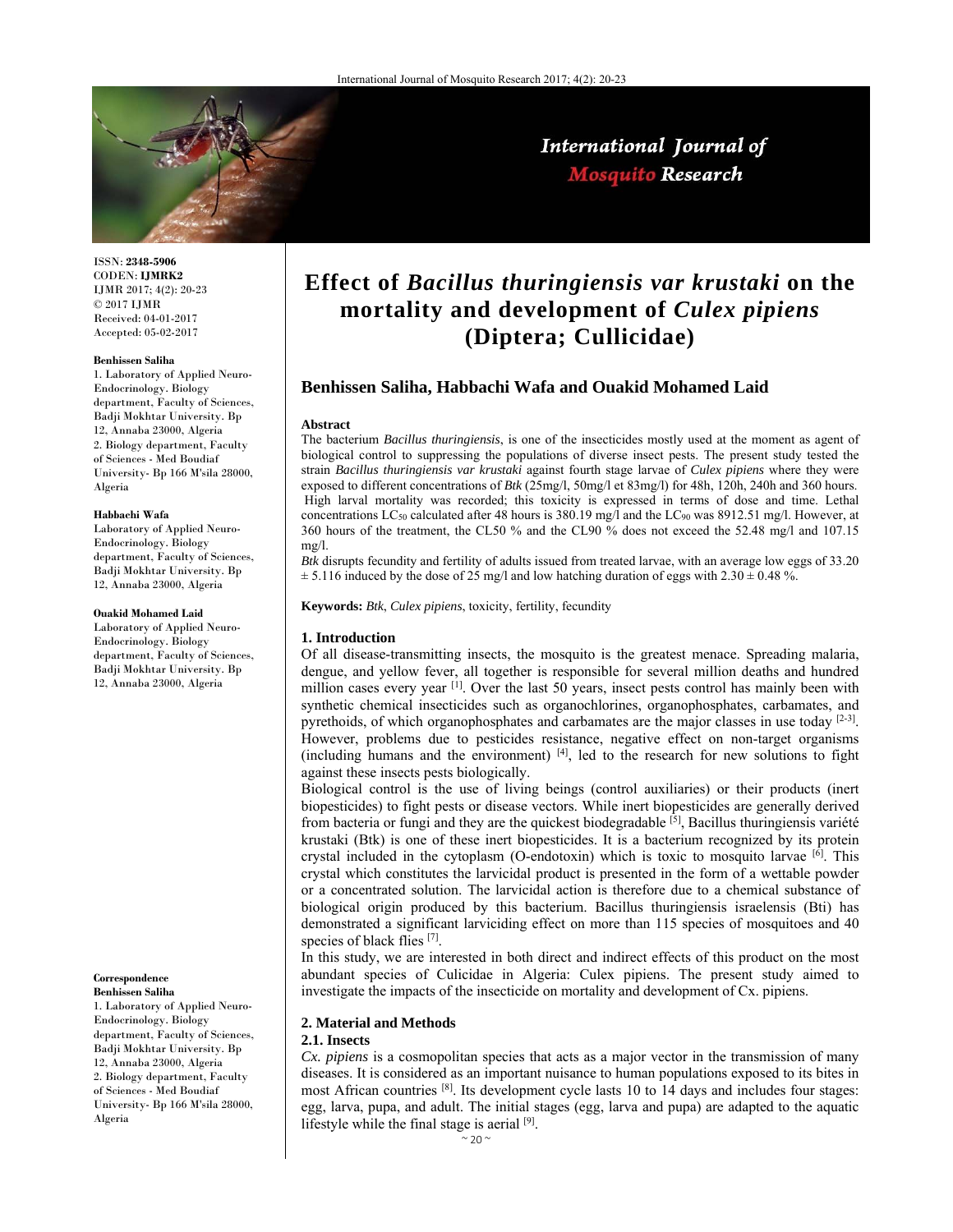ISSN: **2348-5906**
CODEN: **IJMRK2**
IJMR 2017; 4(2): 20-23
© 2017 IJMR
Received: 04-01-2017
Accepted: 05-02-2017

**Benhissen Saliha**
1. Laboratory of Applied Neuro-Endocrinology. Biology department, Faculty of Sciences, Badji Mokhtar University. Bp 12, Annaba 23000, Algeria
2. Biology department, Faculty of Sciences - Med Boudiaf University- Bp 166 M'sila 28000, Algeria

**Habbachi Wafa**
Laboratory of Applied Neuro-Endocrinology. Biology department, Faculty of Sciences, Badji Mokhtar University. Bp 12, Annaba 23000, Algeria

**Ouakid Mohamed Laid**
Laboratory of Applied Neuro-Endocrinology. Biology department, Faculty of Sciences, Badji Mokhtar University. Bp 12, Annaba 23000, Algeria

**Correspondence**
**Benhissen Saliha**
1. Laboratory of Applied Neuro-Endocrinology. Biology department, Faculty of Sciences, Badji Mokhtar University. Bp 12, Annaba 23000, Algeria
2. Biology department, Faculty of Sciences - Med Boudiaf University- Bp 166 M'sila 28000, Algeria

# Effect of *Bacillus thuringiensis var krustaki* on the mortality and development of *Culex pipiens* (Diptera; Cullicidae)

**Benhissen Saliha, Habbachi Wafa and Ouakid Mohamed Laid**

**Abstract**

The bacterium *Bacillus thuringiensis*, is one of the insecticides mostly used at the moment as agent of biological control to suppressing the populations of diverse insect pests. The present study tested the strain *Bacillus thuringiensis var krustaki* against fourth stage larvae of *Culex pipiens* where they were exposed to different concentrations of *Btk* (25mg/l, 50mg/l et 83mg/l) for 48h, 120h, 240h and 360 hours. High larval mortality was recorded; this toxicity is expressed in terms of dose and time. Lethal concentrations $LC_{50}$ calculated after 48 hours is 380.19 mg/l and the $LC_{90}$ was 8912.51 mg/l. However, at 360 hours of the treatment, the CL50 % and the CL90 % does not exceed the 52.48 mg/l and 107.15 mg/l.

*Btk* disrupts fecundity and fertility of adults issued from treated larvae, with an average low eggs of 33.20 ± 5.116 induced by the dose of 25 mg/l and low hatching duration of eggs with 2.30 ± 0.48 %.

**Keywords:** *Btk*, *Culex pipiens*, toxicity, fertility, fecundity

## 1. Introduction

Of all disease-transmitting insects, the mosquito is the greatest menace. Spreading malaria, dengue, and yellow fever, all together is responsible for several million deaths and hundred million cases every year [1]. Over the last 50 years, insect pests control has mainly been with synthetic chemical insecticides such as organochlorines, organophosphates, carbamates, and pyrethoids, of which organophosphates and carbamates are the major classes in use today [2-3]. However, problems due to pesticides resistance, negative effect on non-target organisms (including humans and the environment) [4], led to the research for new solutions to fight against these insects pests biologically.

Biological control is the use of living beings (control auxiliaries) or their products (inert biopesticides) to fight pests or disease vectors. While inert biopesticides are generally derived from bacteria or fungi and they are the quickest biodegradable [5], Bacillus thuringiensis variété krustaki (Btk) is one of these inert biopesticides. It is a bacterium recognized by its protein crystal included in the cytoplasm (O-endotoxin) which is toxic to mosquito larvae [6]. This crystal which constitutes the larvicidal product is presented in the form of a wettable powder or a concentrated solution. The larvicidal action is therefore due to a chemical substance of biological origin produced by this bacterium. Bacillus thuringiensis israelensis (Bti) has demonstrated a significant larviciding effect on more than 115 species of mosquitoes and 40 species of black flies [7].

In this study, we are interested in both direct and indirect effects of this product on the most abundant species of Culicidae in Algeria: Culex pipiens. The present study aimed to investigate the impacts of the insecticide on mortality and development of Cx. pipiens.

## 2. Material and Methods

### 2.1. Insects

*Cx. pipiens* is a cosmopolitan species that acts as a major vector in the transmission of many diseases. It is considered as an important nuisance to human populations exposed to its bites in most African countries [8]. Its development cycle lasts 10 to 14 days and includes four stages: egg, larva, pupa, and adult. The initial stages (egg, larva and pupa) are adapted to the aquatic lifestyle while the final stage is aerial [9].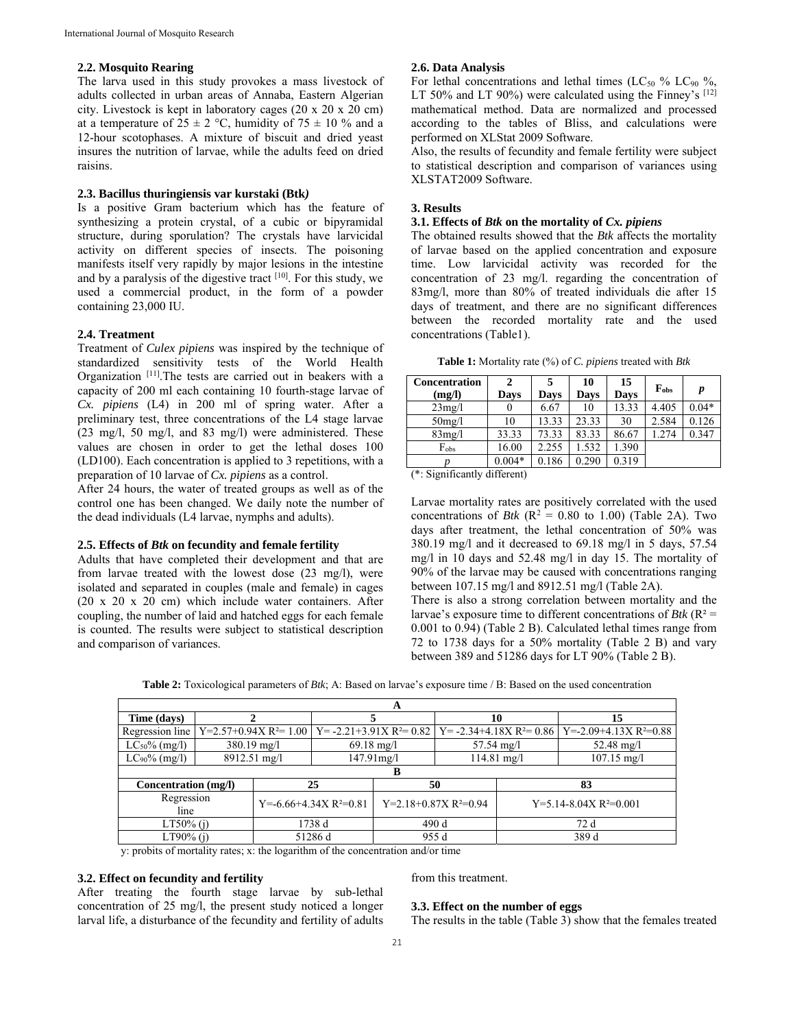### 2.2. Mosquito Rearing

The larva used in this study provokes a mass livestock of adults collected in urban areas of Annaba, Eastern Algerian city. Livestock is kept in laboratory cages (20 x 20 x 20 cm) at a temperature of 25 ± 2 °C, humidity of 75 ± 10 % and a 12-hour scotophases. A mixture of biscuit and dried yeast insures the nutrition of larvae, while the adults feed on dried raisins.

### 2.3. Bacillus thuringiensis var kurstaki (Btk*)*

Is a positive Gram bacterium which has the feature of synthesizing a protein crystal, of a cubic or bipyramidal structure, during sporulation? The crystals have larvicidal activity on different species of insects. The poisoning manifests itself very rapidly by major lesions in the intestine and by a paralysis of the digestive tract [10]. For this study, we used a commercial product, in the form of a powder containing 23,000 IU.

### 2.4. Treatment

Treatment of *Culex pipiens* was inspired by the technique of standardized sensitivity tests of the World Health Organization [11].The tests are carried out in beakers with a capacity of 200 ml each containing 10 fourth-stage larvae of *Cx. pipiens* (L4) in 200 ml of spring water. After a preliminary test, three concentrations of the L4 stage larvae (23 mg/l, 50 mg/l, and 83 mg/l) were administered. These values are chosen in order to get the lethal doses 100 (LD100). Each concentration is applied to 3 repetitions, with a preparation of 10 larvae of *Cx. pipiens* as a control.

After 24 hours, the water of treated groups as well as of the control one has been changed. We daily note the number of the dead individuals (L4 larvae, nymphs and adults).

### 2.5. Effects of *Btk* on fecundity and female fertility

Adults that have completed their development and that are from larvae treated with the lowest dose (23 mg/l), were isolated and separated in couples (male and female) in cages (20 x 20 x 20 cm) which include water containers. After coupling, the number of laid and hatched eggs for each female is counted. The results were subject to statistical description and comparison of variances.

### 2.6. Data Analysis

For lethal concentrations and lethal times ($LC_{50}$ % $LC_{90}$ %, LT 50% and LT 90%) were calculated using the Finney's [12] mathematical method. Data are normalized and processed according to the tables of Bliss, and calculations were performed on XLStat 2009 Software.

Also, the results of fecundity and female fertility were subject to statistical description and comparison of variances using XLSTAT2009 Software.

## 3. Results

### 3.1. Effects of *Btk* on the mortality of *Cx. pipiens*

The obtained results showed that the *Btk* affects the mortality of larvae based on the applied concentration and exposure time. Low larvicidal activity was recorded for the concentration of 23 mg/l. regarding the concentration of 83mg/l, more than 80% of treated individuals die after 15 days of treatment, and there are no significant differences between the recorded mortality rate and the used concentrations (Table1).

**Table 1:** Mortality rate (%) of *C. pipiens* treated with *Btk*

| Concentration (mg/l) | 2 Days | 5 Days | 10 Days | 15 Days | $F_{obs}$ | *p* |
|---|---|---|---|---|---|---|
| 23mg/l | 0 | 6.67 | 10 | 13.33 | 4.405 | 0.04* |
| 50mg/l | 10 | 13.33 | 23.33 | 30 | 2.584 | 0.126 |
| 83mg/l | 33.33 | 73.33 | 83.33 | 86.67 | 1.274 | 0.347 |
| $F_{obs}$ | 16.00 | 2.255 | 1.532 | 1.390 | | |
| *p* | 0.004* | 0.186 | 0.290 | 0.319 | | |

(*: Significantly different)

Larvae mortality rates are positively correlated with the used concentrations of *Btk* ($R^2$ = 0.80 to 1.00) (Table 2A). Two days after treatment, the lethal concentration of 50% was 380.19 mg/l and it decreased to 69.18 mg/l in 5 days, 57.54 mg/l in 10 days and 52.48 mg/l in day 15. The mortality of 90% of the larvae may be caused with concentrations ranging between 107.15 mg/l and 8912.51 mg/l (Table 2A).

There is also a strong correlation between mortality and the larvae's exposure time to different concentrations of *Btk* ($R^2$ = 0.001 to 0.94) (Table 2 B). Calculated lethal times range from 72 to 1738 days for a 50% mortality (Table 2 B) and vary between 389 and 51286 days for LT 90% (Table 2 B).

**Table 2:** Toxicological parameters of *Btk*; A: Based on larvae's exposure time / B: Based on the used concentration

| A | | | | |
|---|---|---|---|---|
| Time (days) | 2 | 5 | 10 | 15 |
| Regression line | Y=2.57+0.94X $R^2$= 1.00 | Y= -2.21+3.91X $R^2$= 0.82 | Y= -2.34+4.18X $R^2$= 0.86 | Y=-2.09+4.13X $R^2$=0.88 |
| $LC_{50}$% (mg/l) | 380.19 mg/l | 69.18 mg/l | 57.54 mg/l | 52.48 mg/l |
| $LC_{90}$% (mg/l) | 8912.51 mg/l | 147.91mg/l | 114.81 mg/l | 107.15 mg/l |

| B | | | |
|---|---|---|---|
| Concentration (mg/l) | 25 | 50 | 83 |
| Regression line | Y=-6.66+4.34X $R^2$=0.81 | Y=2.18+0.87X $R^2$=0.94 | Y=5.14-8.04X $R^2$=0.001 |
| LT50% (j) | 1738 d | 490 d | 72 d |
| LT90% (j) | 51286 d | 955 d | 389 d |

y: probits of mortality rates; x: the logarithm of the concentration and/or time

### 3.2. Effect on fecundity and fertility

After treating the fourth stage larvae by sub-lethal concentration of 25 mg/l, the present study noticed a longer larval life, a disturbance of the fecundity and fertility of adults from this treatment.

### 3.3. Effect on the number of eggs

The results in the table (Table 3) show that the females treated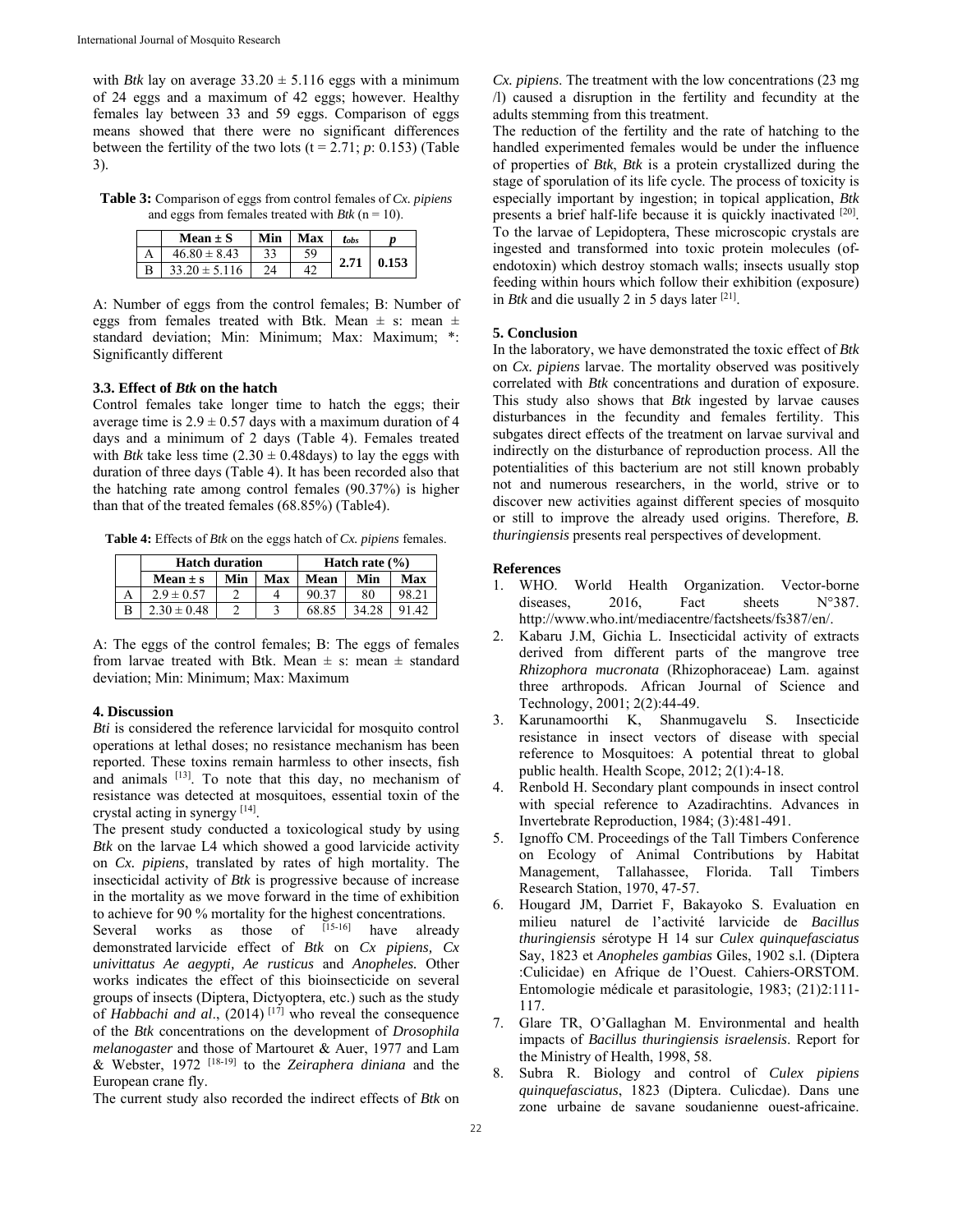with *Btk* lay on average 33.20 ± 5.116 eggs with a minimum of 24 eggs and a maximum of 42 eggs; however. Healthy females lay between 33 and 59 eggs. Comparison of eggs means showed that there were no significant differences between the fertility of the two lots (t = 2.71; *p*: 0.153) (Table 3).

**Table 3:** Comparison of eggs from control females of *Cx. pipiens* and eggs from females treated with *Btk* (n = 10).

| | Mean ± S | Min | Max | $t_{obs}$ | *p* |
|---|---|---|---|---|---|
| A | 46.80 ± 8.43 | 33 | 59 | **2.71** | **0.153** |
| B | 33.20 ± 5.116 | 24 | 42 | | |

A: Number of eggs from the control females; B: Number of eggs from females treated with Btk. Mean ± s: mean ± standard deviation; Min: Minimum; Max: Maximum; *: Significantly different

### 3.3. Effect of *Btk* on the hatch

Control females take longer time to hatch the eggs; their average time is 2.9 ± 0.57 days with a maximum duration of 4 days and a minimum of 2 days (Table 4). Females treated with *Btk* take less time (2.30 ± 0.48days) to lay the eggs with duration of three days (Table 4). It has been recorded also that the hatching rate among control females (90.37%) is higher than that of the treated females (68.85%) (Table4).

**Table 4:** Effects of *Btk* on the eggs hatch of *Cx. pipiens* females.

| | Hatch duration | | | Hatch rate (%) | | |
|---|---|---|---|---|---|---|
| | Mean ± s | Min | Max | Mean | Min | Max |
| A | 2.9 ± 0.57 | 2 | 4 | 90.37 | 80 | 98.21 |
| B | 2.30 ± 0.48 | 2 | 3 | 68.85 | 34.28 | 91.42 |

A: The eggs of the control females; B: The eggs of females from larvae treated with Btk. Mean ± s: mean ± standard deviation; Min: Minimum; Max: Maximum

## 4. Discussion

*Bti* is considered the reference larvicidal for mosquito control operations at lethal doses; no resistance mechanism has been reported. These toxins remain harmless to other insects, fish and animals [13]. To note that this day, no mechanism of resistance was detected at mosquitoes, essential toxin of the crystal acting in synergy [14].

The present study conducted a toxicological study by using *Btk* on the larvae L4 which showed a good larvicide activity on *Cx. pipiens*, translated by rates of high mortality. The insecticidal activity of *Btk* is progressive because of increase in the mortality as we move forward in the time of exhibition to achieve for 90 % mortality for the highest concentrations.

Several works as those of [15-16] have already demonstrated larvicide effect of *Btk* on *Cx pipiens, Cx univittatus Ae aegypti, Ae rusticus* and *Anopheles.* Other works indicates the effect of this bioinsecticide on several groups of insects (Diptera, Dictyoptera, etc.) such as the study of *Habbachi and al*., (2014) [17] who reveal the consequence of the *Btk* concentrations on the development of *Drosophila melanogaster* and those of Martouret & Auer, 1977 and Lam & Webster, 1972 [18-19] to the *Zeiraphera diniana* and the European crane fly.

The current study also recorded the indirect effects of *Btk* on *Cx. pipiens*. The treatment with the low concentrations (23 mg /l) caused a disruption in the fertility and fecundity at the adults stemming from this treatment.

The reduction of the fertility and the rate of hatching to the handled experimented females would be under the influence of properties of *Btk*, *Btk* is a protein crystallized during the stage of sporulation of its life cycle. The process of toxicity is especially important by ingestion; in topical application, *Btk* presents a brief half-life because it is quickly inactivated [20]. To the larvae of Lepidoptera, These microscopic crystals are ingested and transformed into toxic protein molecules (of-endotoxin) which destroy stomach walls; insects usually stop feeding within hours which follow their exhibition (exposure) in *Btk* and die usually 2 in 5 days later [21].

## 5. Conclusion

In the laboratory, we have demonstrated the toxic effect of *Btk* on *Cx. pipiens* larvae. The mortality observed was positively correlated with *Btk* concentrations and duration of exposure. This study also shows that *Btk* ingested by larvae causes disturbances in the fecundity and females fertility. This subgates direct effects of the treatment on larvae survival and indirectly on the disturbance of reproduction process. All the potentialities of this bacterium are not still known probably not and numerous researchers, in the world, strive or to discover new activities against different species of mosquito or still to improve the already used origins. Therefore, *B. thuringiensis* presents real perspectives of development.

## References

1. WHO. World Health Organization. Vector-borne diseases, 2016, Fact sheets N°387. http://www.who.int/mediacentre/factsheets/fs387/en/.
2. Kabaru JM, Gichia L. Insecticidal activity of extracts derived from different parts of the mangrove tree *Rhizophora mucronata* (Rhizophoraceae) Lam. against three arthropods. African Journal of Science and Technology, 2001; 2(2):44-49.
3. Karunamoorthi K, Shanmugavelu S. Insecticide resistance in insect vectors of disease with special reference to Mosquitoes: A potential threat to global public health. Health Scope, 2012; 2(1):4-18.
4. Renbold H. Secondary plant compounds in insect control with special reference to Azadirachtins. Advances in Invertebrate Reproduction, 1984; (3):481-491.
5. Ignoffo CM. Proceedings of the Tall Timbers Conference on Ecology of Animal Contributions by Habitat Management, Tallahassee, Florida. Tall Timbers Research Station, 1970, 47-57.
6. Hougard JM, Darriet F, Bakayoko S. Evaluation en milieu naturel de l'activité larvicide de *Bacillus thuringiensis* sérotype H 14 sur *Culex quinquefasciatus* Say, 1823 et *Anopheles gambias* Giles, 1902 s.l. (Diptera :Culicidae) en Afrique de l'Ouest. Cahiers-ORSTOM. Entomologie médicale et parasitologie, 1983; (21)2:111-117.
7. Glare TR, O'Gallaghan M. Environmental and health impacts of *Bacillus thuringiensis israelensis*. Report for the Ministry of Health, 1998, 58.
8. Subra R. Biology and control of *Culex pipiens quinquefasciatus*, 1823 (Diptera. Culicdae). Dans une zone urbaine de savane soudanienne ouest-africaine.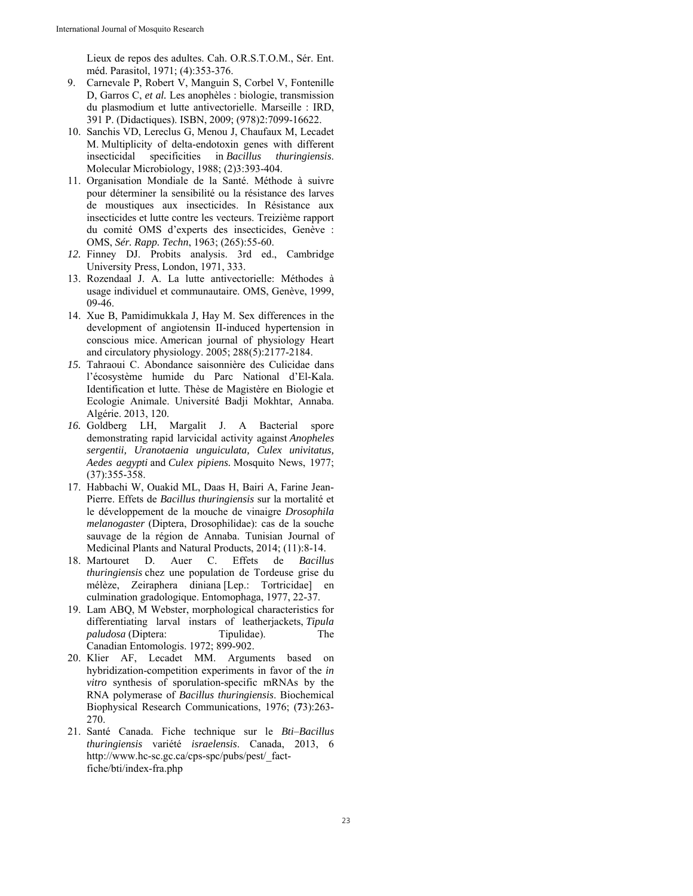Lieux de repos des adultes. Cah. O.R.S.T.O.M., Sér. Ent. méd. Parasitol, 1971; (4):353-376.

9. Carnevale P, Robert V, Manguin S, Corbel V, Fontenille D, Garros C, *et al.* Les anophèles : biologie, transmission du plasmodium et lutte antivectorielle. Marseille : IRD, 391 P. (Didactiques). ISBN, 2009; (978)2:7099-16622.
10. Sanchis VD, Lereclus G, Menou J, Chaufaux M, Lecadet M. Multiplicity of delta-endotoxin genes with different insecticidal specificities in *Bacillus thuringiensis*. Molecular Microbiology, 1988; (2)3:393-404.
11. Organisation Mondiale de la Santé. Méthode à suivre pour déterminer la sensibilité ou la résistance des larves de moustiques aux insecticides. In Résistance aux insecticides et lutte contre les vecteurs. Treizième rapport du comité OMS d'experts des insecticides, Genève : OMS, *Sér. Rapp. Techn*, 1963; (265):55-60.
12. Finney DJ. Probits analysis. 3rd ed., Cambridge University Press, London, 1971, 333.
13. Rozendaal J. A. La lutte antivectorielle: Méthodes à usage individuel et communautaire. OMS, Genève, 1999, 09-46.
14. Xue B, Pamidimukkala J, Hay M. Sex differences in the development of angiotensin II-induced hypertension in conscious mice. American journal of physiology Heart and circulatory physiology. 2005; 288(5):2177-2184.
15. Tahraoui C. Abondance saisonnière des Culicidae dans l'écosystème humide du Parc National d'El-Kala. Identification et lutte. Thèse de Magistère en Biologie et Ecologie Animale. Université Badji Mokhtar, Annaba. Algérie. 2013, 120.
16. Goldberg LH, Margalit J. A Bacterial spore demonstrating rapid larvicidal activity against *Anopheles sergentii, Uranotaenia unguiculata, Culex univitatus, Aedes aegypti* and *Culex pipiens.* Mosquito News, 1977; (37):355-358.
17. Habbachi W, Ouakid ML, Daas H, Bairi A, Farine Jean-Pierre. Effets de *Bacillus thuringiensis* sur la mortalité et le développement de la mouche de vinaigre *Drosophila melanogaster* (Diptera, Drosophilidae): cas de la souche sauvage de la région de Annaba. Tunisian Journal of Medicinal Plants and Natural Products, 2014; (11):8-14.
18. Martouret D. Auer C. Effets de *Bacillus thuringiensis* chez une population de Tordeuse grise du mélèze, Zeiraphera diniana [Lep.: Tortricidae] en culmination gradologique. Entomophaga, 1977, 22-37.
19. Lam ABQ, M Webster, morphological characteristics for differentiating larval instars of leatherjackets, *Tipula paludosa* (Diptera: Tipulidae). The Canadian Entomologis. 1972; 899-902.
20. Klier AF, Lecadet MM. Arguments based on hybridization-competition experiments in favor of the *in vitro* synthesis of sporulation-specific mRNAs by the RNA polymerase of *Bacillus thuringiensis*. Biochemical Biophysical Research Communications, 1976; (73):263-270.
21. Santé Canada. Fiche technique sur le *Bti–Bacillus thuringiensis* variété *israelensis*. Canada, 2013, 6 http://www.hc-sc.gc.ca/cps-spc/pubs/pest/_fact-fiche/bti/index-fra.php